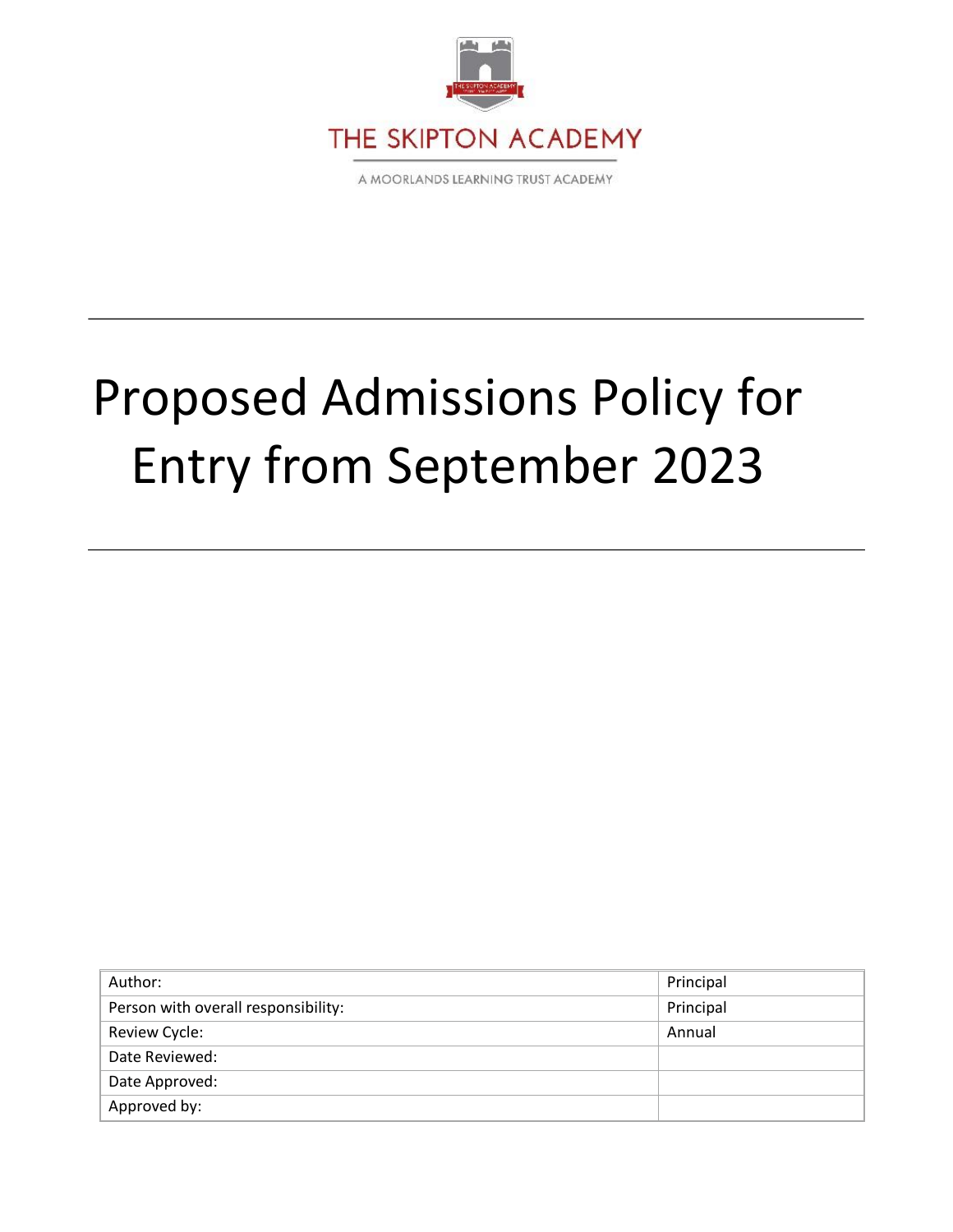THE SKIPTON ACADEMY

A MOORLANDS LEARNING TRUST ACADEMY

# Proposed Admissions Policy for Entry from September 2023

| Author: | Principal |
|---|---|
| Person with overall responsibility: | Principal |
| Review Cycle: | Annual |
| Date Reviewed: | |
| Date Approved: | |
| Approved by: | |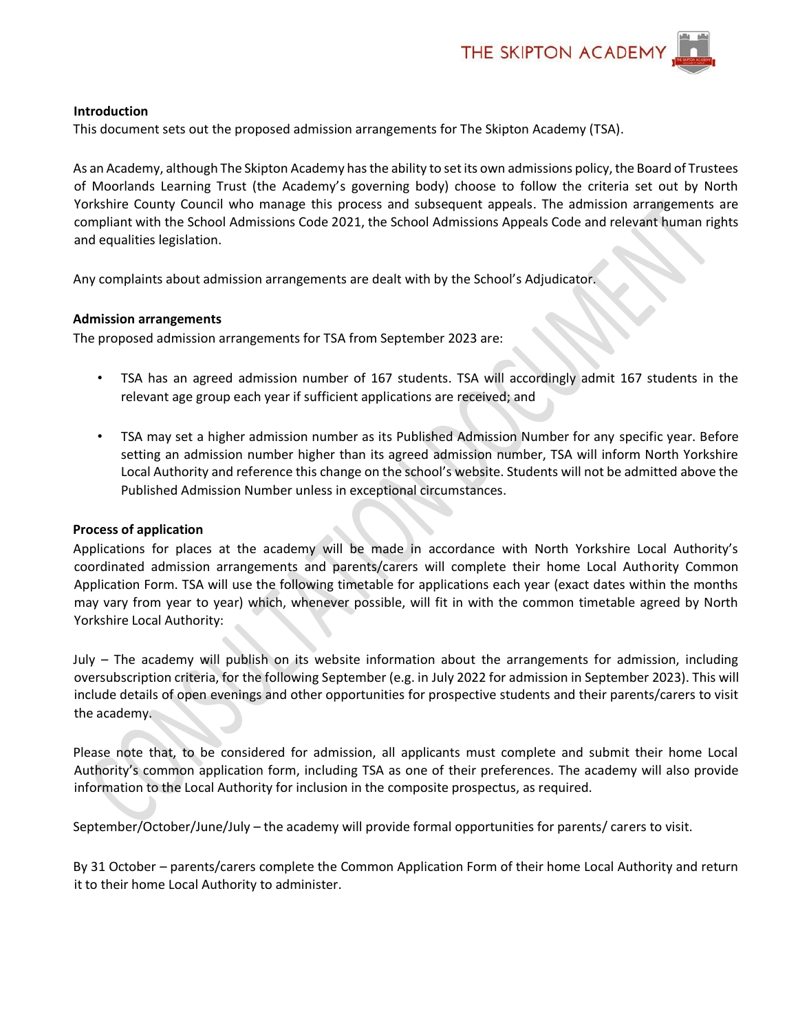## Introduction

This document sets out the proposed admission arrangements for The Skipton Academy (TSA).

As an Academy, although The Skipton Academy has the ability to set its own admissions policy, the Board of Trustees of Moorlands Learning Trust (the Academy's governing body) choose to follow the criteria set out by North Yorkshire County Council who manage this process and subsequent appeals. The admission arrangements are compliant with the School Admissions Code 2021, the School Admissions Appeals Code and relevant human rights and equalities legislation.

Any complaints about admission arrangements are dealt with by the School's Adjudicator.

## Admission arrangements

The proposed admission arrangements for TSA from September 2023 are:

- TSA has an agreed admission number of 167 students. TSA will accordingly admit 167 students in the relevant age group each year if sufficient applications are received; and
- TSA may set a higher admission number as its Published Admission Number for any specific year. Before setting an admission number higher than its agreed admission number, TSA will inform North Yorkshire Local Authority and reference this change on the school's website. Students will not be admitted above the Published Admission Number unless in exceptional circumstances.

## Process of application

Applications for places at the academy will be made in accordance with North Yorkshire Local Authority's coordinated admission arrangements and parents/carers will complete their home Local Authority Common Application Form. TSA will use the following timetable for applications each year (exact dates within the months may vary from year to year) which, whenever possible, will fit in with the common timetable agreed by North Yorkshire Local Authority:

July – The academy will publish on its website information about the arrangements for admission, including oversubscription criteria, for the following September (e.g. in July 2022 for admission in September 2023). This will include details of open evenings and other opportunities for prospective students and their parents/carers to visit the academy.

Please note that, to be considered for admission, all applicants must complete and submit their home Local Authority's common application form, including TSA as one of their preferences. The academy will also provide information to the Local Authority for inclusion in the composite prospectus, as required.

September/October/June/July – the academy will provide formal opportunities for parents/ carers to visit.

By 31 October – parents/carers complete the Common Application Form of their home Local Authority and return it to their home Local Authority to administer.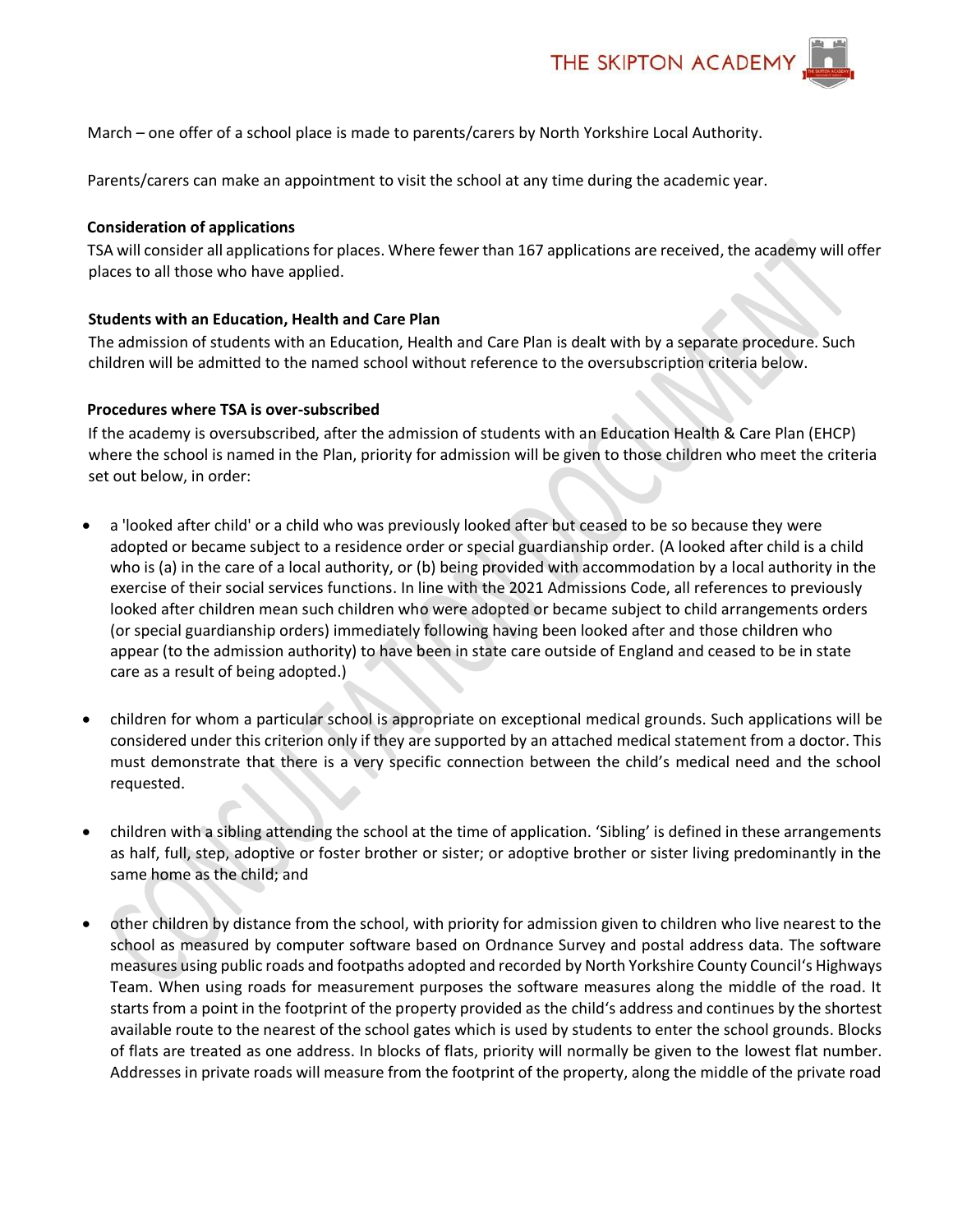March – one offer of a school place is made to parents/carers by North Yorkshire Local Authority.

Parents/carers can make an appointment to visit the school at any time during the academic year.

**Consideration of applications**

TSA will consider all applications for places. Where fewer than 167 applications are received, the academy will offer places to all those who have applied.

**Students with an Education, Health and Care Plan**

The admission of students with an Education, Health and Care Plan is dealt with by a separate procedure. Such children will be admitted to the named school without reference to the oversubscription criteria below.

**Procedures where TSA is over-subscribed**

If the academy is oversubscribed, after the admission of students with an Education Health & Care Plan (EHCP) where the school is named in the Plan, priority for admission will be given to those children who meet the criteria set out below, in order:

- a 'looked after child' or a child who was previously looked after but ceased to be so because they were adopted or became subject to a residence order or special guardianship order. (A looked after child is a child who is (a) in the care of a local authority, or (b) being provided with accommodation by a local authority in the exercise of their social services functions. In line with the 2021 Admissions Code, all references to previously looked after children mean such children who were adopted or became subject to child arrangements orders (or special guardianship orders) immediately following having been looked after and those children who appear (to the admission authority) to have been in state care outside of England and ceased to be in state care as a result of being adopted.)

- children for whom a particular school is appropriate on exceptional medical grounds. Such applications will be considered under this criterion only if they are supported by an attached medical statement from a doctor. This must demonstrate that there is a very specific connection between the child's medical need and the school requested.

- children with a sibling attending the school at the time of application. 'Sibling' is defined in these arrangements as half, full, step, adoptive or foster brother or sister; or adoptive brother or sister living predominantly in the same home as the child; and

- other children by distance from the school, with priority for admission given to children who live nearest to the school as measured by computer software based on Ordnance Survey and postal address data. The software measures using public roads and footpaths adopted and recorded by North Yorkshire County Council's Highways Team. When using roads for measurement purposes the software measures along the middle of the road. It starts from a point in the footprint of the property provided as the child's address and continues by the shortest available route to the nearest of the school gates which is used by students to enter the school grounds. Blocks of flats are treated as one address. In blocks of flats, priority will normally be given to the lowest flat number. Addresses in private roads will measure from the footprint of the property, along the middle of the private road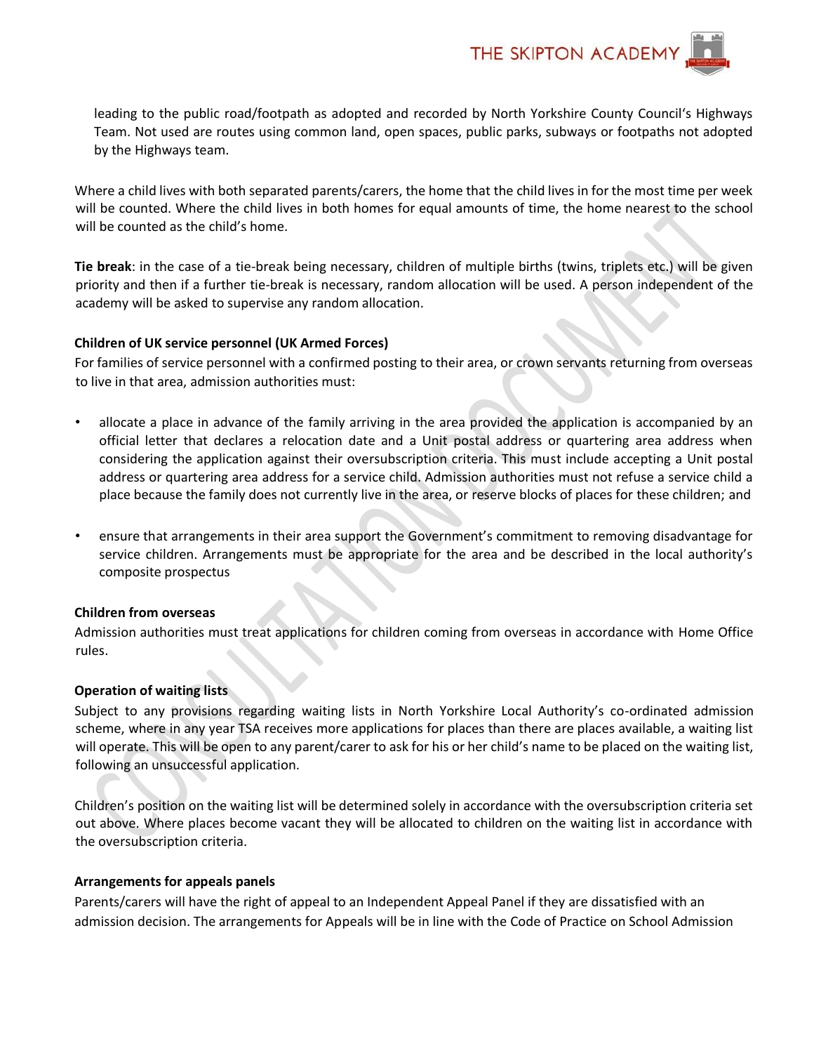leading to the public road/footpath as adopted and recorded by North Yorkshire County Council's Highways Team. Not used are routes using common land, open spaces, public parks, subways or footpaths not adopted by the Highways team.

Where a child lives with both separated parents/carers, the home that the child lives in for the most time per week will be counted. Where the child lives in both homes for equal amounts of time, the home nearest to the school will be counted as the child's home.

**Tie break**: in the case of a tie-break being necessary, children of multiple births (twins, triplets etc.) will be given priority and then if a further tie-break is necessary, random allocation will be used. A person independent of the academy will be asked to supervise any random allocation.

**Children of UK service personnel (UK Armed Forces)**

For families of service personnel with a confirmed posting to their area, or crown servants returning from overseas to live in that area, admission authorities must:

- allocate a place in advance of the family arriving in the area provided the application is accompanied by an official letter that declares a relocation date and a Unit postal address or quartering area address when considering the application against their oversubscription criteria. This must include accepting a Unit postal address or quartering area address for a service child. Admission authorities must not refuse a service child a place because the family does not currently live in the area, or reserve blocks of places for these children; and

- ensure that arrangements in their area support the Government's commitment to removing disadvantage for service children. Arrangements must be appropriate for the area and be described in the local authority's composite prospectus

**Children from overseas**

Admission authorities must treat applications for children coming from overseas in accordance with Home Office rules.

**Operation of waiting lists**

Subject to any provisions regarding waiting lists in North Yorkshire Local Authority's co-ordinated admission scheme, where in any year TSA receives more applications for places than there are places available, a waiting list will operate. This will be open to any parent/carer to ask for his or her child's name to be placed on the waiting list, following an unsuccessful application.

Children's position on the waiting list will be determined solely in accordance with the oversubscription criteria set out above. Where places become vacant they will be allocated to children on the waiting list in accordance with the oversubscription criteria.

**Arrangements for appeals panels**

Parents/carers will have the right of appeal to an Independent Appeal Panel if they are dissatisfied with an admission decision. The arrangements for Appeals will be in line with the Code of Practice on School Admission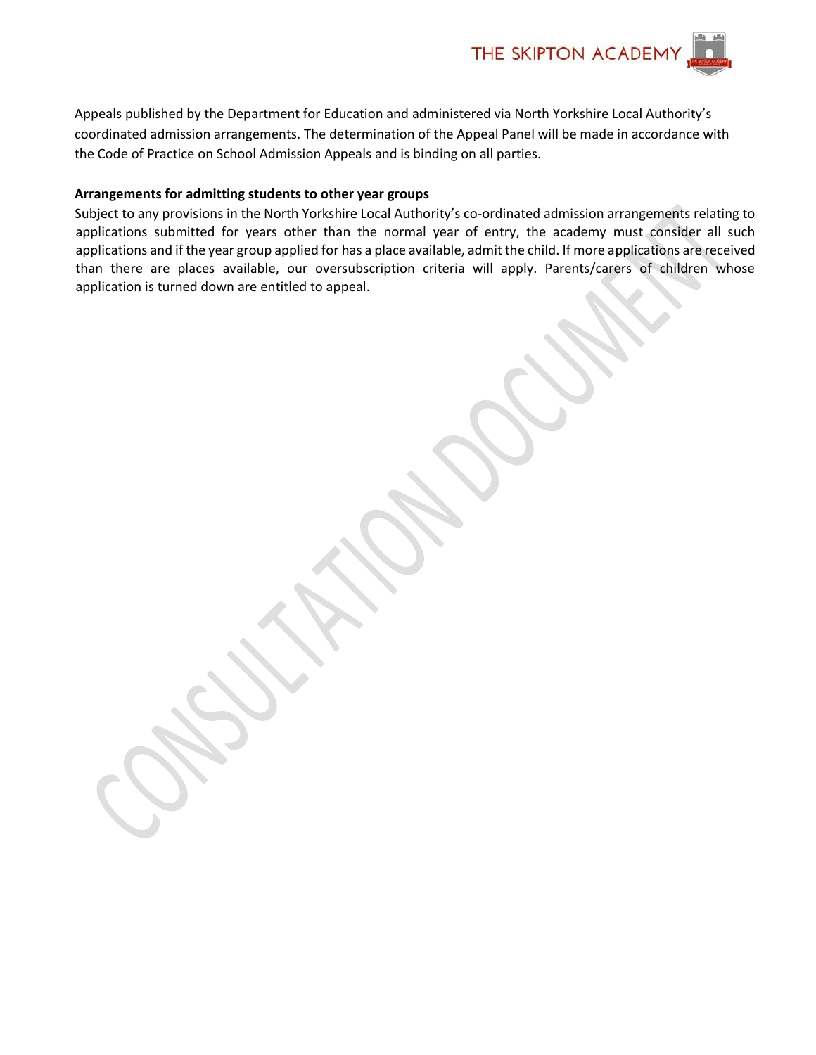Appeals published by the Department for Education and administered via North Yorkshire Local Authority's coordinated admission arrangements. The determination of the Appeal Panel will be made in accordance with the Code of Practice on School Admission Appeals and is binding on all parties.

**Arrangements for admitting students to other year groups**

Subject to any provisions in the North Yorkshire Local Authority's co-ordinated admission arrangements relating to applications submitted for years other than the normal year of entry, the academy must consider all such applications and if the year group applied for has a place available, admit the child. If more applications are received than there are places available, our oversubscription criteria will apply. Parents/carers of children whose application is turned down are entitled to appeal.